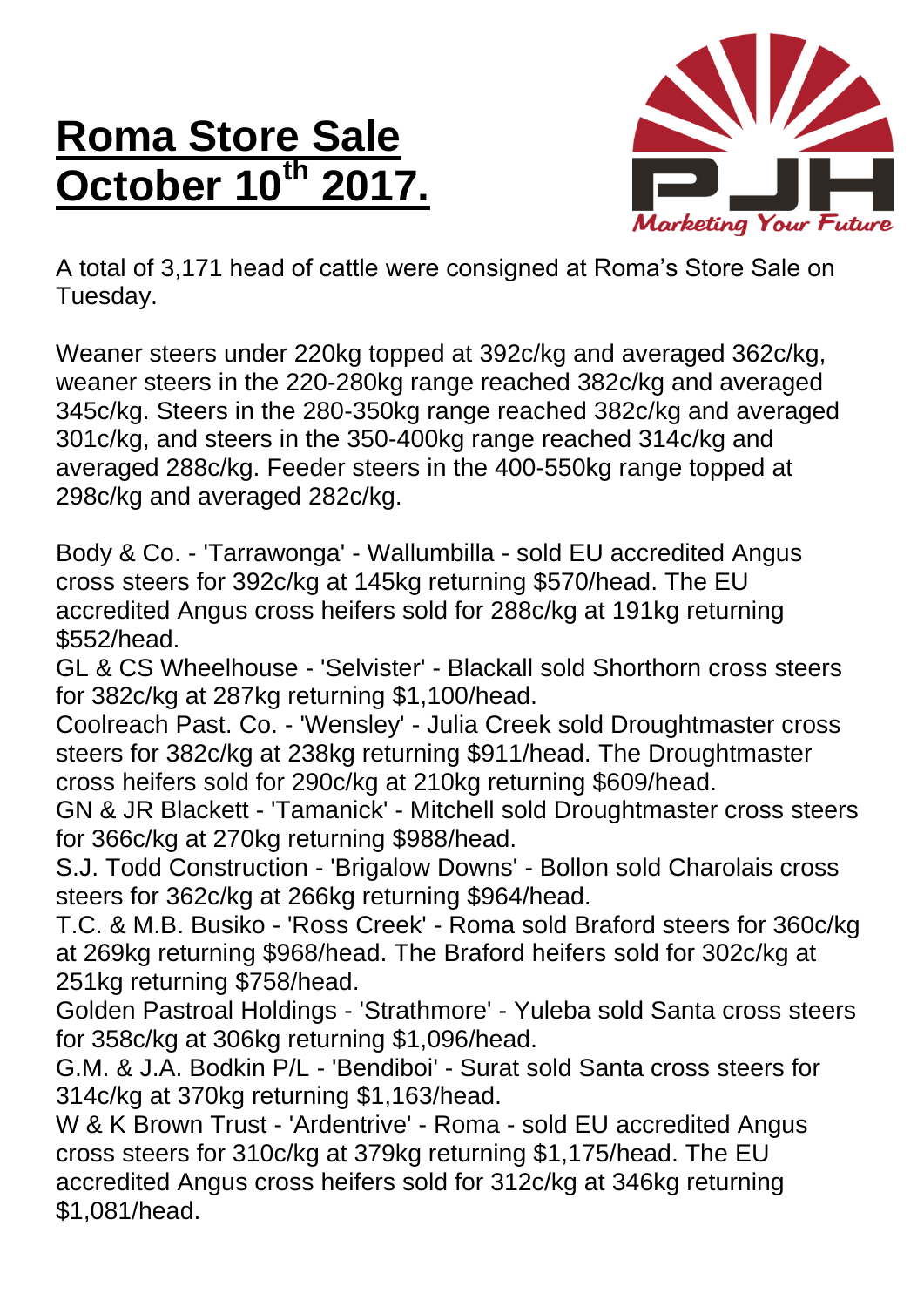# Roma Store Sale October 10th 2017.

A total of 3,171 head of cattle were consigned at Roma's Store Sale on Tuesday.

Weaner steers under 220kg topped at 392c/kg and averaged 362c/kg, weaner steers in the 220-280kg range reached 382c/kg and averaged 345c/kg. Steers in the 280-350kg range reached 382c/kg and averaged 301c/kg, and steers in the 350-400kg range reached 314c/kg and averaged 288c/kg. Feeder steers in the 400-550kg range topped at 298c/kg and averaged 282c/kg.

Body & Co. - 'Tarrawonga' - Wallumbilla - sold EU accredited Angus cross steers for 392c/kg at 145kg returning $570/head. The EU accredited Angus cross heifers sold for 288c/kg at 191kg returning $552/head.
GL & CS Wheelhouse - 'Selvister' - Blackall sold Shorthorn cross steers for 382c/kg at 287kg returning $1,100/head.
Coolreach Past. Co. - 'Wensley' - Julia Creek sold Droughtmaster cross steers for 382c/kg at 238kg returning $911/head. The Droughtmaster cross heifers sold for 290c/kg at 210kg returning $609/head.
GN & JR Blackett - 'Tamanick' - Mitchell sold Droughtmaster cross steers for 366c/kg at 270kg returning $988/head.
S.J. Todd Construction - 'Brigalow Downs' - Bollon sold Charolais cross steers for 362c/kg at 266kg returning $964/head.
T.C. & M.B. Busiko - 'Ross Creek' - Roma sold Braford steers for 360c/kg at 269kg returning $968/head. The Braford heifers sold for 302c/kg at 251kg returning $758/head.
Golden Pastroal Holdings - 'Strathmore' - Yuleba sold Santa cross steers for 358c/kg at 306kg returning $1,096/head.
G.M. & J.A. Bodkin P/L - 'Bendiboi' - Surat sold Santa cross steers for 314c/kg at 370kg returning $1,163/head.
W & K Brown Trust - 'Ardentrive' - Roma - sold EU accredited Angus cross steers for 310c/kg at 379kg returning $1,175/head. The EU accredited Angus cross heifers sold for 312c/kg at 346kg returning $1,081/head.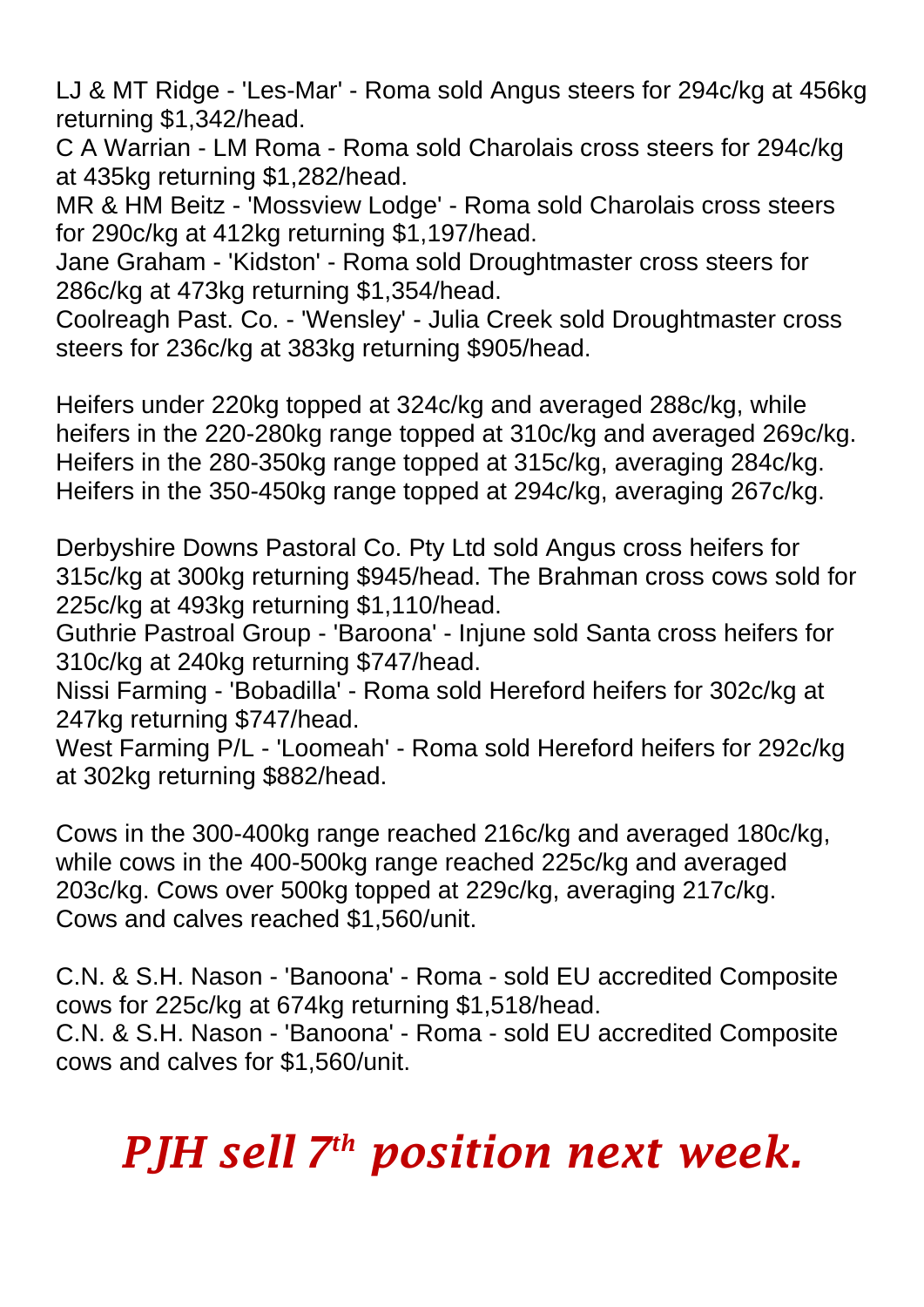LJ & MT Ridge - 'Les-Mar' - Roma sold Angus steers for 294c/kg at 456kg returning $1,342/head.
C A Warrian - LM Roma - Roma sold Charolais cross steers for 294c/kg at 435kg returning $1,282/head.
MR & HM Beitz - 'Mossview Lodge' - Roma sold Charolais cross steers for 290c/kg at 412kg returning $1,197/head.
Jane Graham - 'Kidston' - Roma sold Droughtmaster cross steers for 286c/kg at 473kg returning $1,354/head.
Coolreagh Past. Co. - 'Wensley' - Julia Creek sold Droughtmaster cross steers for 236c/kg at 383kg returning $905/head.

Heifers under 220kg topped at 324c/kg and averaged 288c/kg, while heifers in the 220-280kg range topped at 310c/kg and averaged 269c/kg. Heifers in the 280-350kg range topped at 315c/kg, averaging 284c/kg. Heifers in the 350-450kg range topped at 294c/kg, averaging 267c/kg.

Derbyshire Downs Pastoral Co. Pty Ltd sold Angus cross heifers for 315c/kg at 300kg returning $945/head. The Brahman cross cows sold for 225c/kg at 493kg returning $1,110/head.
Guthrie Pastroal Group - 'Baroona' - Injune sold Santa cross heifers for 310c/kg at 240kg returning $747/head.
Nissi Farming - 'Bobadilla' - Roma sold Hereford heifers for 302c/kg at 247kg returning $747/head.
West Farming P/L - 'Loomeah' - Roma sold Hereford heifers for 292c/kg at 302kg returning $882/head.

Cows in the 300-400kg range reached 216c/kg and averaged 180c/kg, while cows in the 400-500kg range reached 225c/kg and averaged 203c/kg. Cows over 500kg topped at 229c/kg, averaging 217c/kg. Cows and calves reached $1,560/unit.

C.N. & S.H. Nason - 'Banoona' - Roma - sold EU accredited Composite cows for 225c/kg at 674kg returning $1,518/head.
C.N. & S.H. Nason - 'Banoona' - Roma - sold EU accredited Composite cows and calves for $1,560/unit.

***PJH sell 7th position next week.***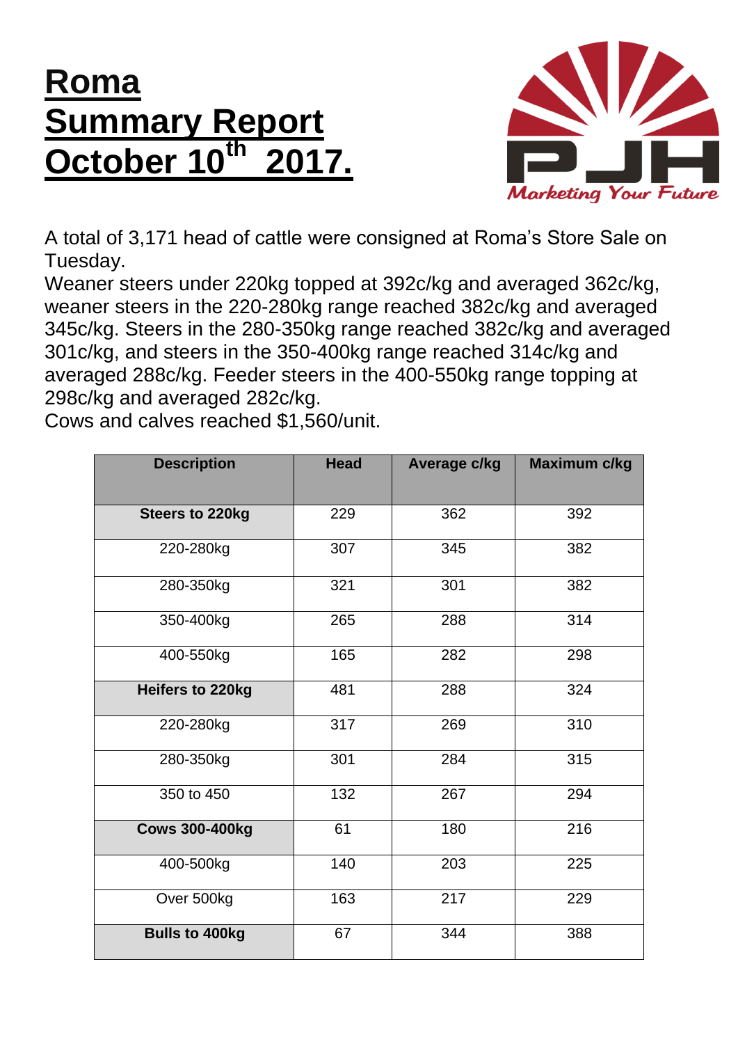# Roma Summary Report October 10th 2017.

PJH

*Marketing Your Future*

A total of 3,171 head of cattle were consigned at Roma's Store Sale on Tuesday.

Weaner steers under 220kg topped at 392c/kg and averaged 362c/kg, weaner steers in the 220-280kg range reached 382c/kg and averaged 345c/kg. Steers in the 280-350kg range reached 382c/kg and averaged 301c/kg, and steers in the 350-400kg range reached 314c/kg and averaged 288c/kg. Feeder steers in the 400-550kg range topping at 298c/kg and averaged 282c/kg.

Cows and calves reached $1,560/unit.

| Description | Head | Average c/kg | Maximum c/kg |
|---|---|---|---|
| **Steers to 220kg** | 229 | 362 | 392 |
| 220-280kg | 307 | 345 | 382 |
| 280-350kg | 321 | 301 | 382 |
| 350-400kg | 265 | 288 | 314 |
| 400-550kg | 165 | 282 | 298 |
| **Heifers to 220kg** | 481 | 288 | 324 |
| 220-280kg | 317 | 269 | 310 |
| 280-350kg | 301 | 284 | 315 |
| 350 to 450 | 132 | 267 | 294 |
| **Cows 300-400kg** | 61 | 180 | 216 |
| 400-500kg | 140 | 203 | 225 |
| Over 500kg | 163 | 217 | 229 |
| **Bulls to 400kg** | 67 | 344 | 388 |